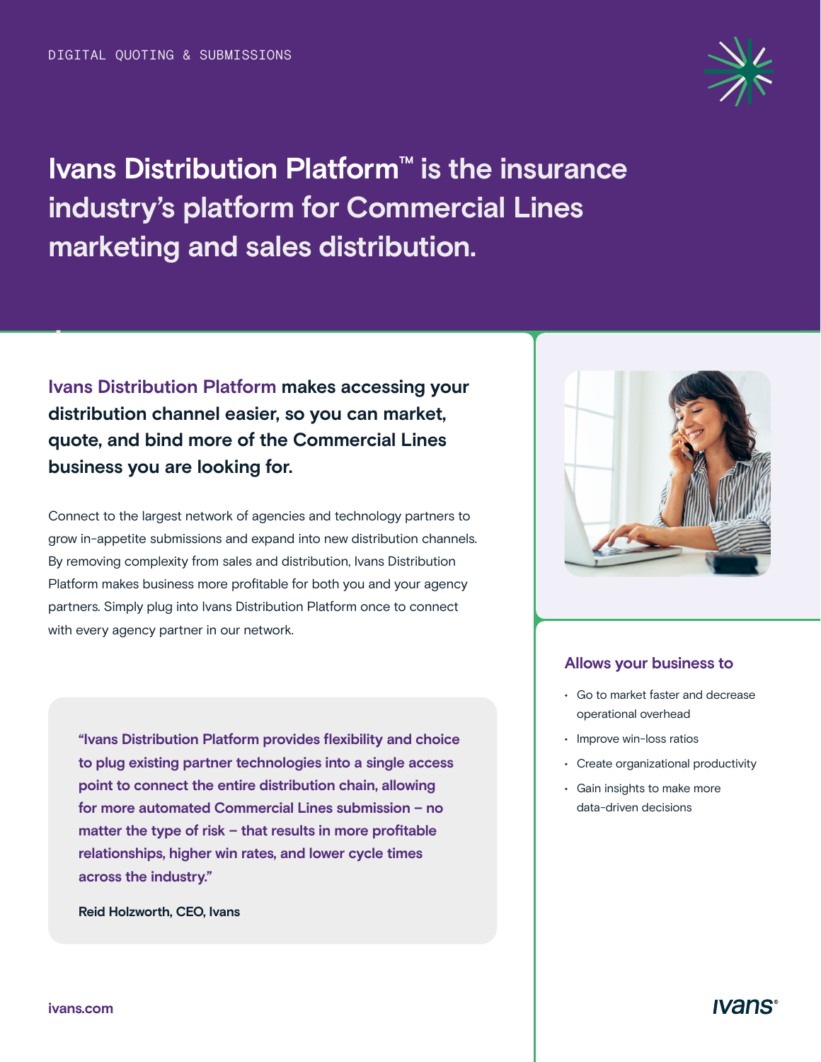DIGITAL QUOTING & SUBMISSIONS

# Ivans Distribution Platform™ is the insurance industry's platform for Commercial Lines marketing and sales distribution.

**Ivans Distribution Platform makes accessing your distribution channel easier, so you can market, quote, and bind more of the Commercial Lines business you are looking for.**

Connect to the largest network of agencies and technology partners to grow in-appetite submissions and expand into new distribution channels. By removing complexity from sales and distribution, Ivans Distribution Platform makes business more profitable for both you and your agency partners. Simply plug into Ivans Distribution Platform once to connect with every agency partner in our network.

> **"Ivans Distribution Platform provides flexibility and choice to plug existing partner technologies into a single access point to connect the entire distribution chain, allowing for more automated Commercial Lines submission – no matter the type of risk – that results in more profitable relationships, higher win rates, and lower cycle times across the industry."**
>
> **Reid Holzworth, CEO, Ivans**

### Allows your business to

- Go to market faster and decrease operational overhead
- Improve win-loss ratios
- Create organizational productivity
- Gain insights to make more data-driven decisions

ivans.com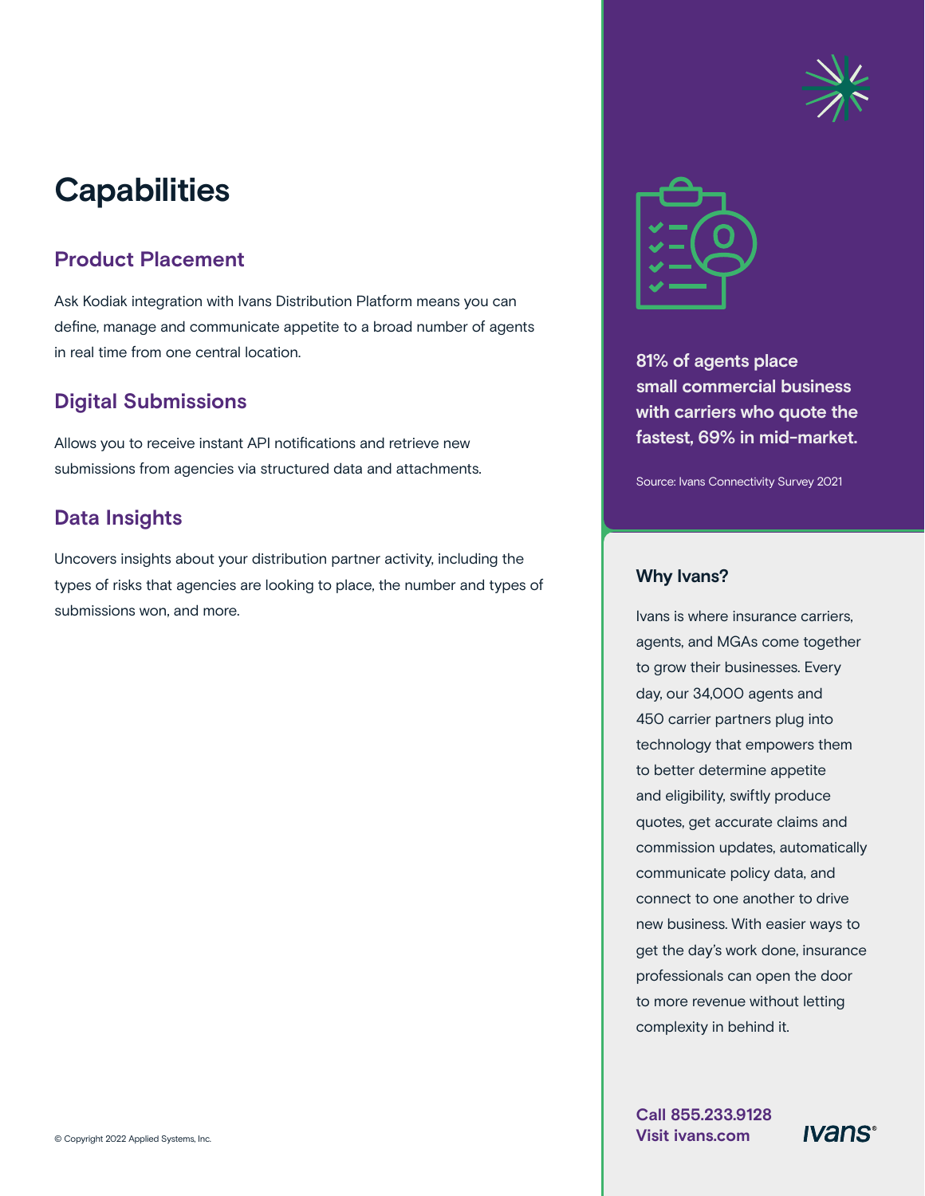# Capabilities

## Product Placement

Ask Kodiak integration with Ivans Distribution Platform means you can define, manage and communicate appetite to a broad number of agents in real time from one central location.

## Digital Submissions

Allows you to receive instant API notifications and retrieve new submissions from agencies via structured data and attachments.

## Data Insights

Uncovers insights about your distribution partner activity, including the types of risks that agencies are looking to place, the number and types of submissions won, and more.

**81% of agents place small commercial business with carriers who quote the fastest, 69% in mid-market.**

Source: Ivans Connectivity Survey 2021

### Why Ivans?

Ivans is where insurance carriers, agents, and MGAs come together to grow their businesses. Every day, our 34,000 agents and 450 carrier partners plug into technology that empowers them to better determine appetite and eligibility, swiftly produce quotes, get accurate claims and commission updates, automatically communicate policy data, and connect to one another to drive new business. With easier ways to get the day's work done, insurance professionals can open the door to more revenue without letting complexity in behind it.

**Call 855.233.9128**
**Visit ivans.com**

ivans®

© Copyright 2022 Applied Systems, Inc.